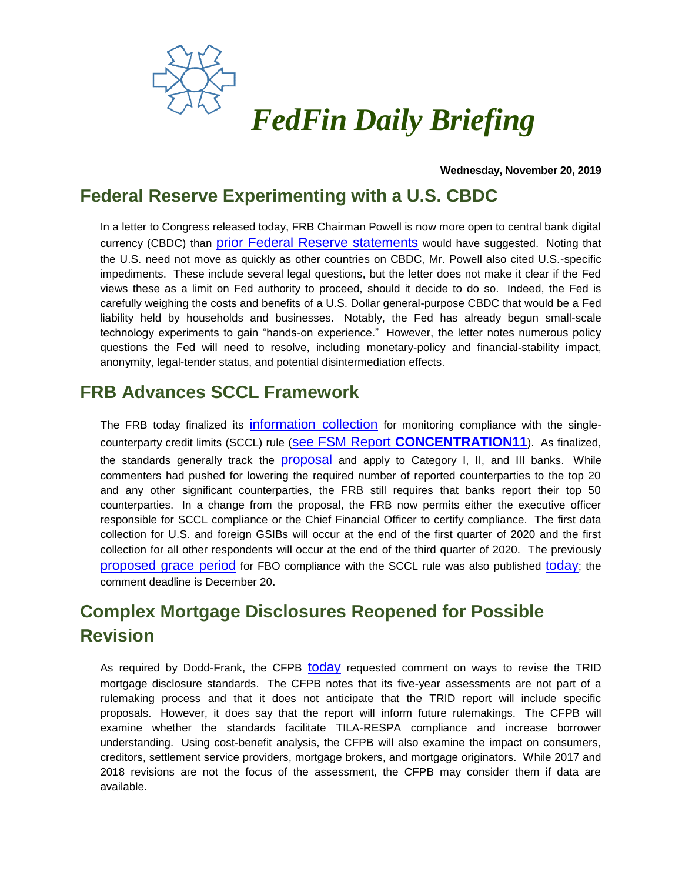# *FedFin Daily Briefing*

**Wednesday, November 20, 2019**

## Federal Reserve Experimenting with a U.S. CBDC

In a letter to Congress released today, FRB Chairman Powell is now more open to central bank digital currency (CBDC) than prior Federal Reserve statements would have suggested. Noting that the U.S. need not move as quickly as other countries on CBDC, Mr. Powell also cited U.S.-specific impediments. These include several legal questions, but the letter does not make it clear if the Fed views these as a limit on Fed authority to proceed, should it decide to do so. Indeed, the Fed is carefully weighing the costs and benefits of a U.S. Dollar general-purpose CBDC that would be a Fed liability held by households and businesses. Notably, the Fed has already begun small-scale technology experiments to gain "hands-on experience." However, the letter notes numerous policy questions the Fed will need to resolve, including monetary-policy and financial-stability impact, anonymity, legal-tender status, and potential disintermediation effects.

## FRB Advances SCCL Framework

The FRB today finalized its information collection for monitoring compliance with the single-counterparty credit limits (SCCL) rule (see FSM Report **CONCENTRATION11**). As finalized, the standards generally track the proposal and apply to Category I, II, and III banks. While commenters had pushed for lowering the required number of reported counterparties to the top 20 and any other significant counterparties, the FRB still requires that banks report their top 50 counterparties. In a change from the proposal, the FRB now permits either the executive officer responsible for SCCL compliance or the Chief Financial Officer to certify compliance. The first data collection for U.S. and foreign GSIBs will occur at the end of the first quarter of 2020 and the first collection for all other respondents will occur at the end of the third quarter of 2020. The previously proposed grace period for FBO compliance with the SCCL rule was also published today; the comment deadline is December 20.

## Complex Mortgage Disclosures Reopened for Possible Revision

As required by Dodd-Frank, the CFPB today requested comment on ways to revise the TRID mortgage disclosure standards. The CFPB notes that its five-year assessments are not part of a rulemaking process and that it does not anticipate that the TRID report will include specific proposals. However, it does say that the report will inform future rulemakings. The CFPB will examine whether the standards facilitate TILA-RESPA compliance and increase borrower understanding. Using cost-benefit analysis, the CFPB will also examine the impact on consumers, creditors, settlement service providers, mortgage brokers, and mortgage originators. While 2017 and 2018 revisions are not the focus of the assessment, the CFPB may consider them if data are available.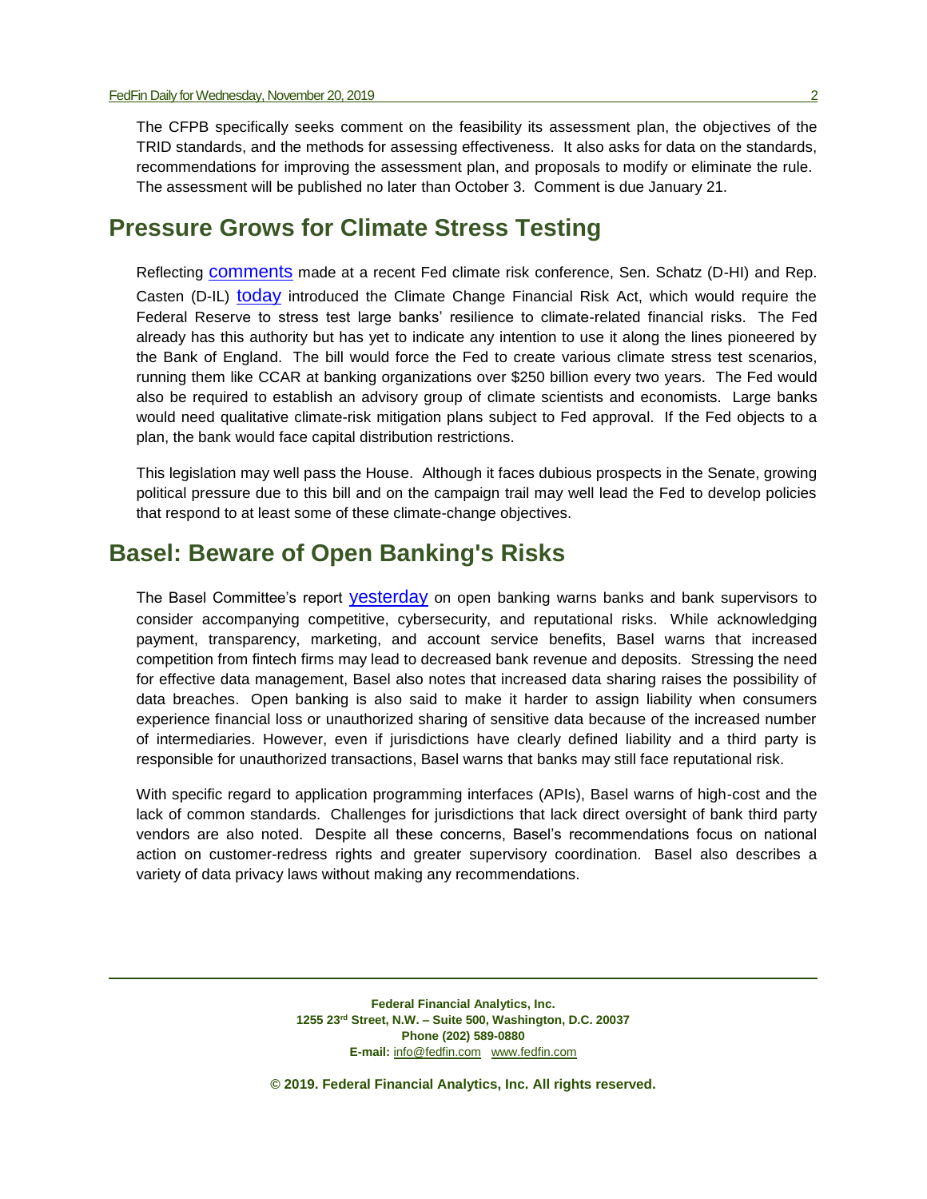The CFPB specifically seeks comment on the feasibility its assessment plan, the objectives of the TRID standards, and the methods for assessing effectiveness. It also asks for data on the standards, recommendations for improving the assessment plan, and proposals to modify or eliminate the rule. The assessment will be published no later than October 3. Comment is due January 21.

## Pressure Grows for Climate Stress Testing

Reflecting comments made at a recent Fed climate risk conference, Sen. Schatz (D-HI) and Rep. Casten (D-IL) today introduced the Climate Change Financial Risk Act, which would require the Federal Reserve to stress test large banks' resilience to climate-related financial risks. The Fed already has this authority but has yet to indicate any intention to use it along the lines pioneered by the Bank of England. The bill would force the Fed to create various climate stress test scenarios, running them like CCAR at banking organizations over $250 billion every two years. The Fed would also be required to establish an advisory group of climate scientists and economists. Large banks would need qualitative climate-risk mitigation plans subject to Fed approval. If the Fed objects to a plan, the bank would face capital distribution restrictions.

This legislation may well pass the House. Although it faces dubious prospects in the Senate, growing political pressure due to this bill and on the campaign trail may well lead the Fed to develop policies that respond to at least some of these climate-change objectives.

## Basel: Beware of Open Banking's Risks

The Basel Committee's report yesterday on open banking warns banks and bank supervisors to consider accompanying competitive, cybersecurity, and reputational risks. While acknowledging payment, transparency, marketing, and account service benefits, Basel warns that increased competition from fintech firms may lead to decreased bank revenue and deposits. Stressing the need for effective data management, Basel also notes that increased data sharing raises the possibility of data breaches. Open banking is also said to make it harder to assign liability when consumers experience financial loss or unauthorized sharing of sensitive data because of the increased number of intermediaries. However, even if jurisdictions have clearly defined liability and a third party is responsible for unauthorized transactions, Basel warns that banks may still face reputational risk.

With specific regard to application programming interfaces (APIs), Basel warns of high-cost and the lack of common standards. Challenges for jurisdictions that lack direct oversight of bank third party vendors are also noted. Despite all these concerns, Basel's recommendations focus on national action on customer-redress rights and greater supervisory coordination. Basel also describes a variety of data privacy laws without making any recommendations.

**Federal Financial Analytics, Inc.**
**1255 23rd Street, N.W. – Suite 500, Washington, D.C. 20037**
**Phone (202) 589-0880**
**E-mail:** info@fedfin.com www.fedfin.com

**© 2019. Federal Financial Analytics, Inc. All rights reserved.**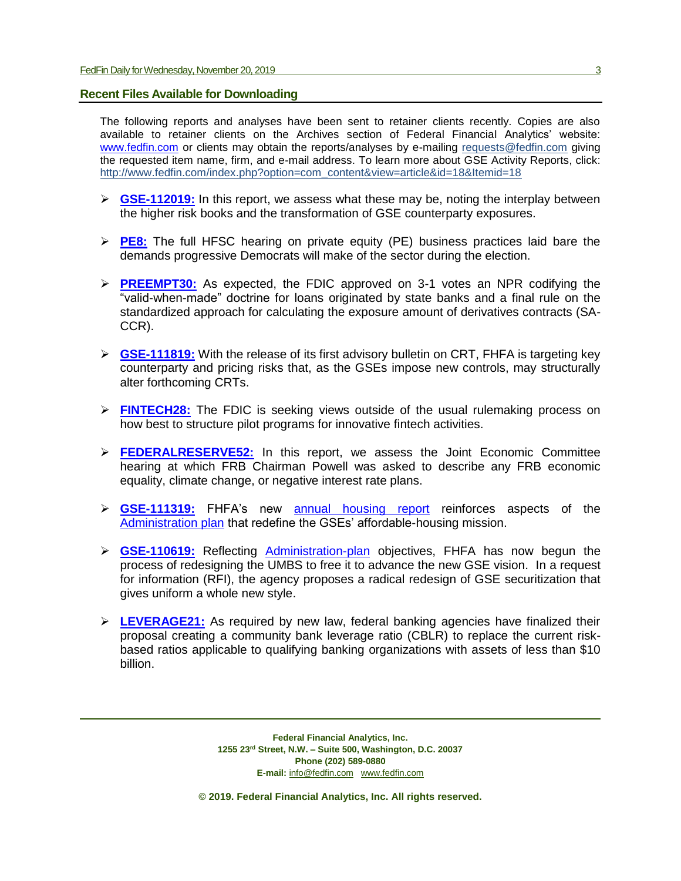## Recent Files Available for Downloading

The following reports and analyses have been sent to retainer clients recently. Copies are also available to retainer clients on the Archives section of Federal Financial Analytics' website: www.fedfin.com or clients may obtain the reports/analyses by e-mailing requests@fedfin.com giving the requested item name, firm, and e-mail address. To learn more about GSE Activity Reports, click: http://www.fedfin.com/index.php?option=com_content&view=article&id=18&Itemid=18

- **GSE-112019:** In this report, we assess what these may be, noting the interplay between the higher risk books and the transformation of GSE counterparty exposures.
- **PE8:** The full HFSC hearing on private equity (PE) business practices laid bare the demands progressive Democrats will make of the sector during the election.
- **PREEMPT30:** As expected, the FDIC approved on 3-1 votes an NPR codifying the "valid-when-made" doctrine for loans originated by state banks and a final rule on the standardized approach for calculating the exposure amount of derivatives contracts (SA-CCR).
- **GSE-111819:** With the release of its first advisory bulletin on CRT, FHFA is targeting key counterparty and pricing risks that, as the GSEs impose new controls, may structurally alter forthcoming CRTs.
- **FINTECH28:** The FDIC is seeking views outside of the usual rulemaking process on how best to structure pilot programs for innovative fintech activities.
- **FEDERALRESERVE52:** In this report, we assess the Joint Economic Committee hearing at which FRB Chairman Powell was asked to describe any FRB economic equality, climate change, or negative interest rate plans.
- **GSE-111319:** FHFA's new annual housing report reinforces aspects of the Administration plan that redefine the GSEs' affordable-housing mission.
- **GSE-110619:** Reflecting Administration-plan objectives, FHFA has now begun the process of redesigning the UMBS to free it to advance the new GSE vision. In a request for information (RFI), the agency proposes a radical redesign of GSE securitization that gives uniform a whole new style.
- **LEVERAGE21:** As required by new law, federal banking agencies have finalized their proposal creating a community bank leverage ratio (CBLR) to replace the current risk-based ratios applicable to qualifying banking organizations with assets of less than $10 billion.

**Federal Financial Analytics, Inc.**
**1255 23rd Street, N.W. – Suite 500, Washington, D.C. 20037**
**Phone (202) 589-0880**
**E-mail:** info@fedfin.com www.fedfin.com

**© 2019. Federal Financial Analytics, Inc. All rights reserved.**